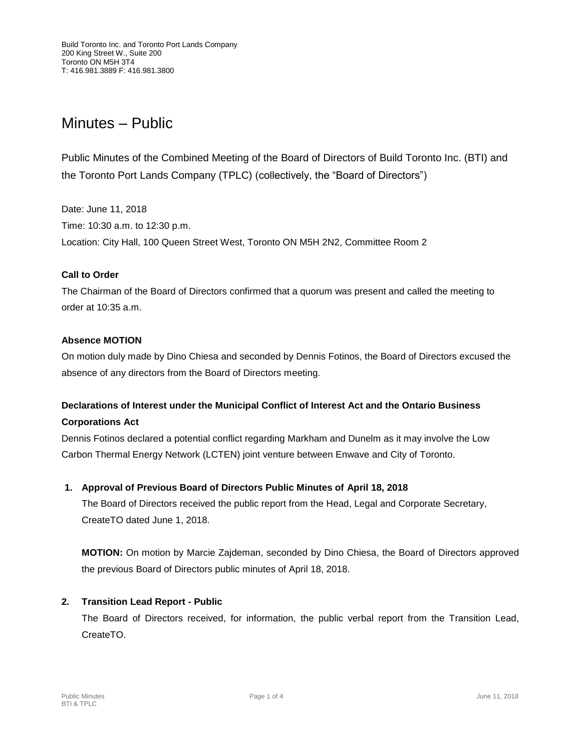Build Toronto Inc. and Toronto Port Lands Company
200 King Street W., Suite 200
Toronto ON M5H 3T4
T: 416.981.3889 F: 416.981.3800

# Minutes – Public

Public Minutes of the Combined Meeting of the Board of Directors of Build Toronto Inc. (BTI) and the Toronto Port Lands Company (TPLC) (collectively, the "Board of Directors")

Date: June 11, 2018
Time: 10:30 a.m. to 12:30 p.m.
Location: City Hall, 100 Queen Street West, Toronto ON M5H 2N2, Committee Room 2

**Call to Order**

The Chairman of the Board of Directors confirmed that a quorum was present and called the meeting to order at 10:35 a.m.

**Absence MOTION**

On motion duly made by Dino Chiesa and seconded by Dennis Fotinos, the Board of Directors excused the absence of any directors from the Board of Directors meeting.

**Declarations of Interest under the Municipal Conflict of Interest Act and the Ontario Business Corporations Act**

Dennis Fotinos declared a potential conflict regarding Markham and Dunelm as it may involve the Low Carbon Thermal Energy Network (LCTEN) joint venture between Enwave and City of Toronto.

1. **Approval of Previous Board of Directors Public Minutes of April 18, 2018**

   The Board of Directors received the public report from the Head, Legal and Corporate Secretary, CreateTO dated June 1, 2018.

   **MOTION:** On motion by Marcie Zajdeman, seconded by Dino Chiesa, the Board of Directors approved the previous Board of Directors public minutes of April 18, 2018.

2. **Transition Lead Report - Public**

   The Board of Directors received, for information, the public verbal report from the Transition Lead, CreateTO.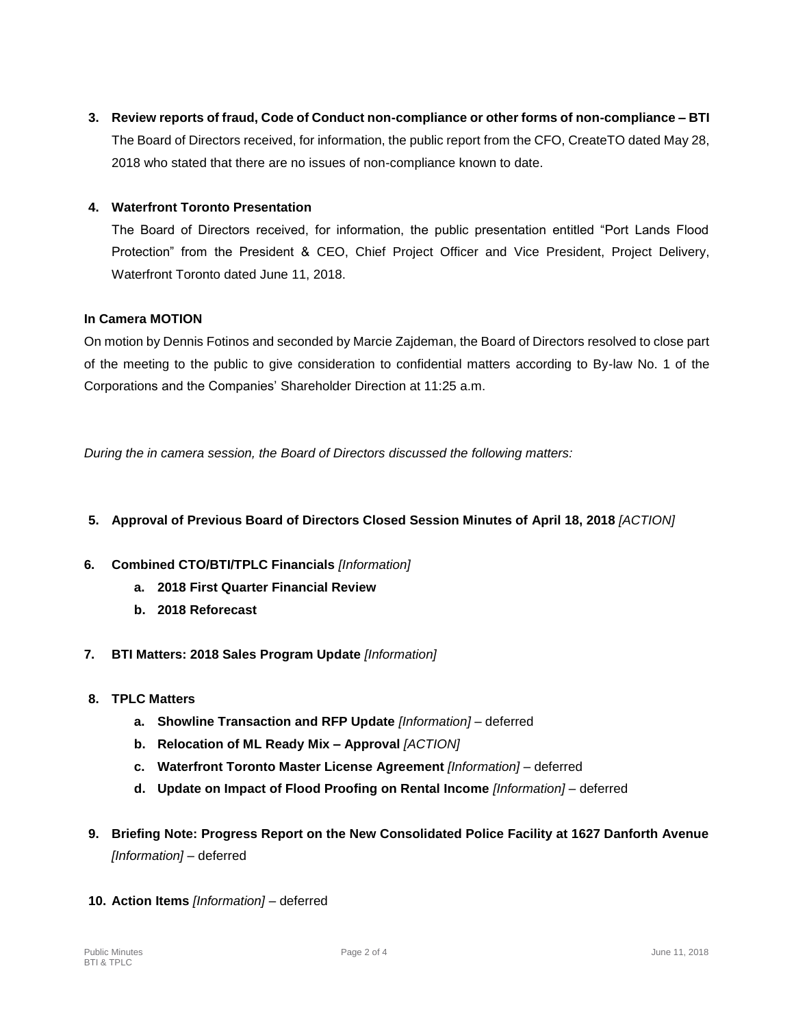**3. Review reports of fraud, Code of Conduct non-compliance or other forms of non-compliance – BTI**

The Board of Directors received, for information, the public report from the CFO, CreateTO dated May 28, 2018 who stated that there are no issues of non-compliance known to date.

**4. Waterfront Toronto Presentation**

The Board of Directors received, for information, the public presentation entitled "Port Lands Flood Protection" from the President & CEO, Chief Project Officer and Vice President, Project Delivery, Waterfront Toronto dated June 11, 2018.

**In Camera MOTION**

On motion by Dennis Fotinos and seconded by Marcie Zajdeman, the Board of Directors resolved to close part of the meeting to the public to give consideration to confidential matters according to By-law No. 1 of the Corporations and the Companies' Shareholder Direction at 11:25 a.m.

*During the in camera session, the Board of Directors discussed the following matters:*

**5. Approval of Previous Board of Directors Closed Session Minutes of April 18, 2018** *[ACTION]*

**6. Combined CTO/BTI/TPLC Financials** *[Information]*

   **a. 2018 First Quarter Financial Review**

   **b. 2018 Reforecast**

**7. BTI Matters: 2018 Sales Program Update** *[Information]*

**8. TPLC Matters**

   **a. Showline Transaction and RFP Update** *[Information]* – deferred

   **b. Relocation of ML Ready Mix – Approval** *[ACTION]*

   **c. Waterfront Toronto Master License Agreement** *[Information]* – deferred

   **d. Update on Impact of Flood Proofing on Rental Income** *[Information]* – deferred

**9. Briefing Note: Progress Report on the New Consolidated Police Facility at 1627 Danforth Avenue** *[Information]* – deferred

**10. Action Items** *[Information]* – deferred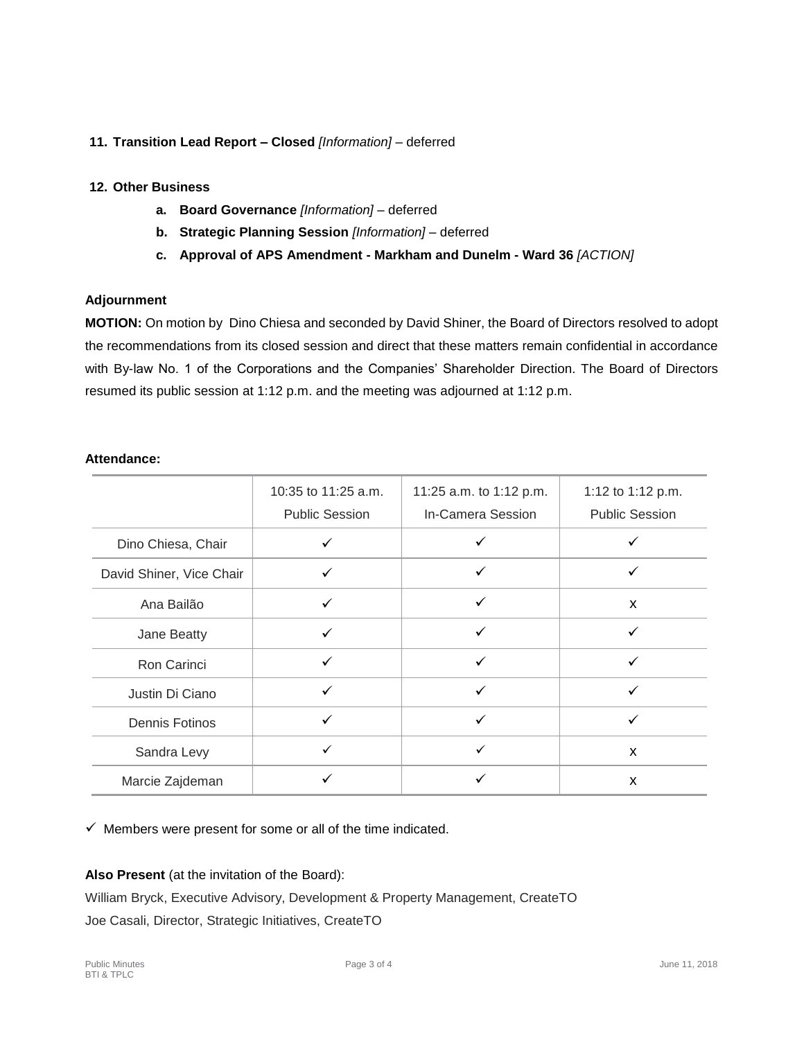**11. Transition Lead Report – Closed** *[Information]* – deferred

**12. Other Business**

- **a. Board Governance** *[Information]* – deferred
- **b. Strategic Planning Session** *[Information]* – deferred
- **c. Approval of APS Amendment - Markham and Dunelm - Ward 36** *[ACTION]*

**Adjournment**

**MOTION:** On motion by Dino Chiesa and seconded by David Shiner, the Board of Directors resolved to adopt the recommendations from its closed session and direct that these matters remain confidential in accordance with By-law No. 1 of the Corporations and the Companies' Shareholder Direction. The Board of Directors resumed its public session at 1:12 p.m. and the meeting was adjourned at 1:12 p.m.

**Attendance:**

| | 10:35 to 11:25 a.m. Public Session | 11:25 a.m. to 1:12 p.m. In-Camera Session | 1:12 to 1:12 p.m. Public Session |
|---|---|---|---|
| Dino Chiesa, Chair | ✓ | ✓ | ✓ |
| David Shiner, Vice Chair | ✓ | ✓ | ✓ |
| Ana Bailão | ✓ | ✓ | x |
| Jane Beatty | ✓ | ✓ | ✓ |
| Ron Carinci | ✓ | ✓ | ✓ |
| Justin Di Ciano | ✓ | ✓ | ✓ |
| Dennis Fotinos | ✓ | ✓ | ✓ |
| Sandra Levy | ✓ | ✓ | x |
| Marcie Zajdeman | ✓ | ✓ | x |

✓ Members were present for some or all of the time indicated.

**Also Present** (at the invitation of the Board):

William Bryck, Executive Advisory, Development & Property Management, CreateTO

Joe Casali, Director, Strategic Initiatives, CreateTO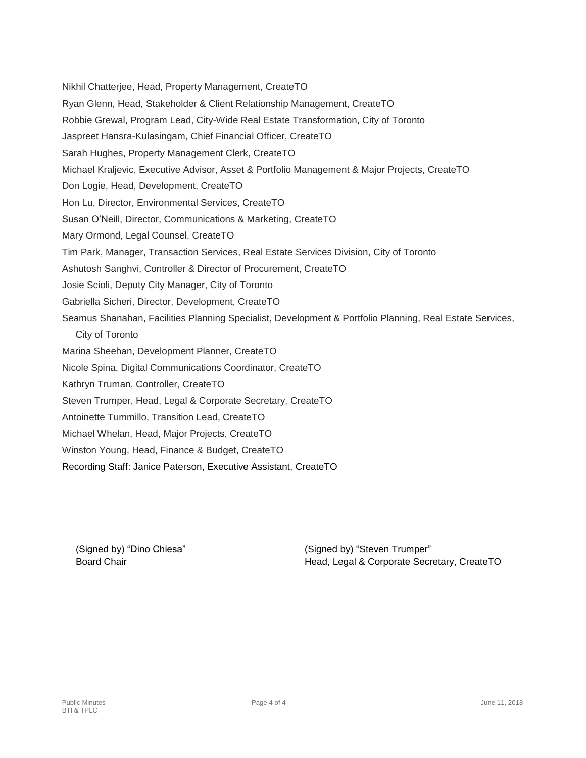Nikhil Chatterjee, Head, Property Management, CreateTO

Ryan Glenn, Head, Stakeholder & Client Relationship Management, CreateTO

Robbie Grewal, Program Lead, City-Wide Real Estate Transformation, City of Toronto

Jaspreet Hansra-Kulasingam, Chief Financial Officer, CreateTO

Sarah Hughes, Property Management Clerk, CreateTO

Michael Kraljevic, Executive Advisor, Asset & Portfolio Management & Major Projects, CreateTO

Don Logie, Head, Development, CreateTO

Hon Lu, Director, Environmental Services, CreateTO

Susan O'Neill, Director, Communications & Marketing, CreateTO

Mary Ormond, Legal Counsel, CreateTO

Tim Park, Manager, Transaction Services, Real Estate Services Division, City of Toronto

Ashutosh Sanghvi, Controller & Director of Procurement, CreateTO

Josie Scioli, Deputy City Manager, City of Toronto

Gabriella Sicheri, Director, Development, CreateTO

Seamus Shanahan, Facilities Planning Specialist, Development & Portfolio Planning, Real Estate Services, City of Toronto

Marina Sheehan, Development Planner, CreateTO

Nicole Spina, Digital Communications Coordinator, CreateTO

Kathryn Truman, Controller, CreateTO

Steven Trumper, Head, Legal & Corporate Secretary, CreateTO

Antoinette Tummillo, Transition Lead, CreateTO

Michael Whelan, Head, Major Projects, CreateTO

Winston Young, Head, Finance & Budget, CreateTO

Recording Staff: Janice Paterson, Executive Assistant, CreateTO

(Signed by) "Dino Chiesa"
Board Chair

(Signed by) "Steven Trumper"
Head, Legal & Corporate Secretary, CreateTO